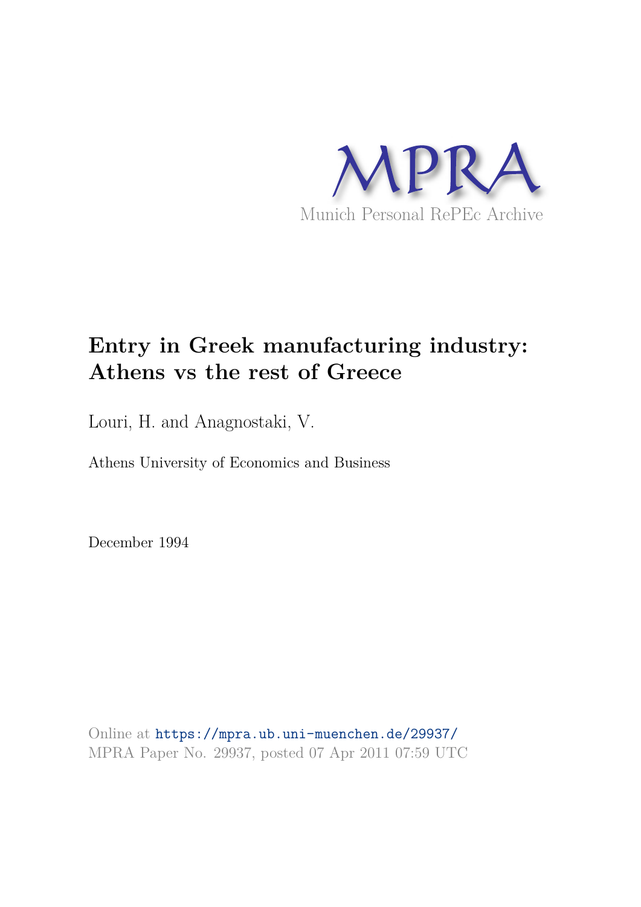MPRA

Munich Personal RePEc Archive

# Entry in Greek manufacturing industry: Athens vs the rest of Greece

Louri, H. and Anagnostaki, V.

Athens University of Economics and Business

December 1994

Online at https://mpra.ub.uni-muenchen.de/29937/
MPRA Paper No. 29937, posted 07 Apr 2011 07:59 UTC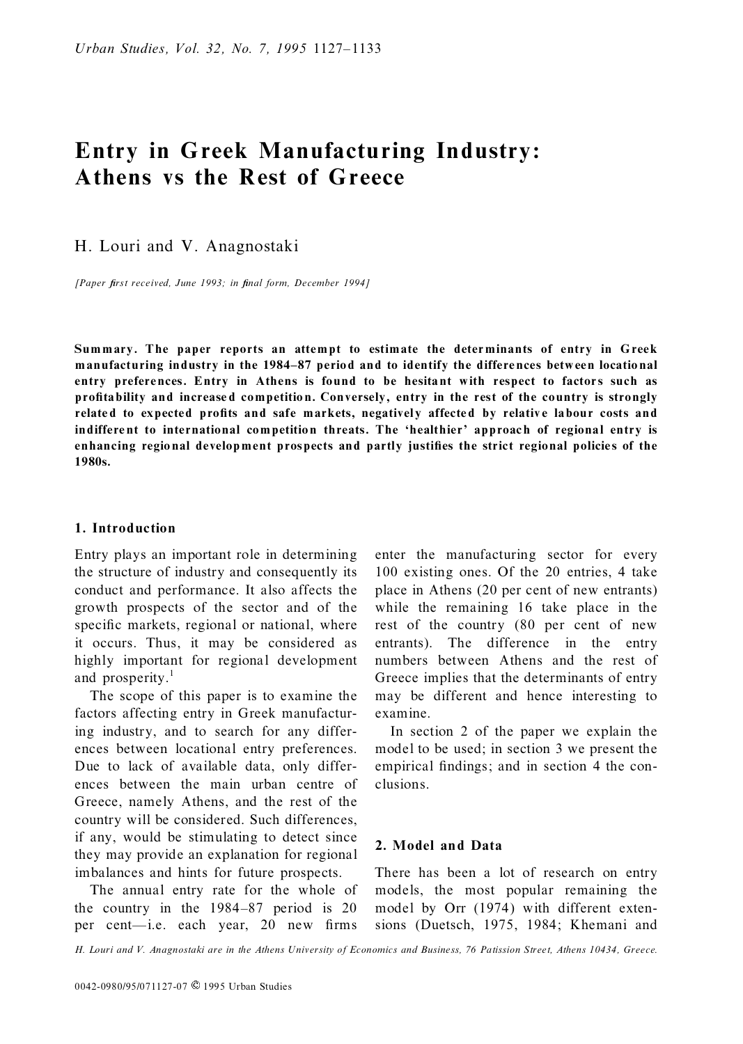# Entry in Greek Manufacturing Industry: Athens vs the Rest of Greece

H. Louri and V. Anagnostaki

*[Paper first received, June 1993; in final form, December 1994]*

**Summary. The paper reports an attempt to estimate the determinants of entry in Greek manufacturing industry in the 1984–87 period and to identify the differences between locational entry preferences. Entry in Athens is found to be hesitant with respect to factors such as profitability and increased competition. Conversely, entry in the rest of the country is strongly related to expected profits and safe markets, negatively affected by relative labour costs and indifferent to international competition threats. The 'healthier' approach of regional entry is enhancing regional development prospects and partly justifies the strict regional policies of the 1980s.**

## 1. Introduction

Entry plays an important role in determining the structure of industry and consequently its conduct and performance. It also affects the growth prospects of the sector and of the specific markets, regional or national, where it occurs. Thus, it may be considered as highly important for regional development and prosperity.[1]

The scope of this paper is to examine the factors affecting entry in Greek manufacturing industry, and to search for any differences between locational entry preferences. Due to lack of available data, only differences between the main urban centre of Greece, namely Athens, and the rest of the country will be considered. Such differences, if any, would be stimulating to detect since they may provide an explanation for regional imbalances and hints for future prospects.

The annual entry rate for the whole of the country in the 1984–87 period is 20 per cent—i.e. each year, 20 new firms enter the manufacturing sector for every 100 existing ones. Of the 20 entries, 4 take place in Athens (20 per cent of new entrants) while the remaining 16 take place in the rest of the country (80 per cent of new entrants). The difference in the entry numbers between Athens and the rest of Greece implies that the determinants of entry may be different and hence interesting to examine.

In section 2 of the paper we explain the model to be used; in section 3 we present the empirical findings; and in section 4 the conclusions.

## 2. Model and Data

There has been a lot of research on entry models, the most popular remaining the model by Orr (1974) with different extensions (Duetsch, 1975, 1984; Khemani and

*H. Louri and V. Anagnostaki are in the Athens University of Economics and Business, 76 Patission Street, Athens 10434, Greece.*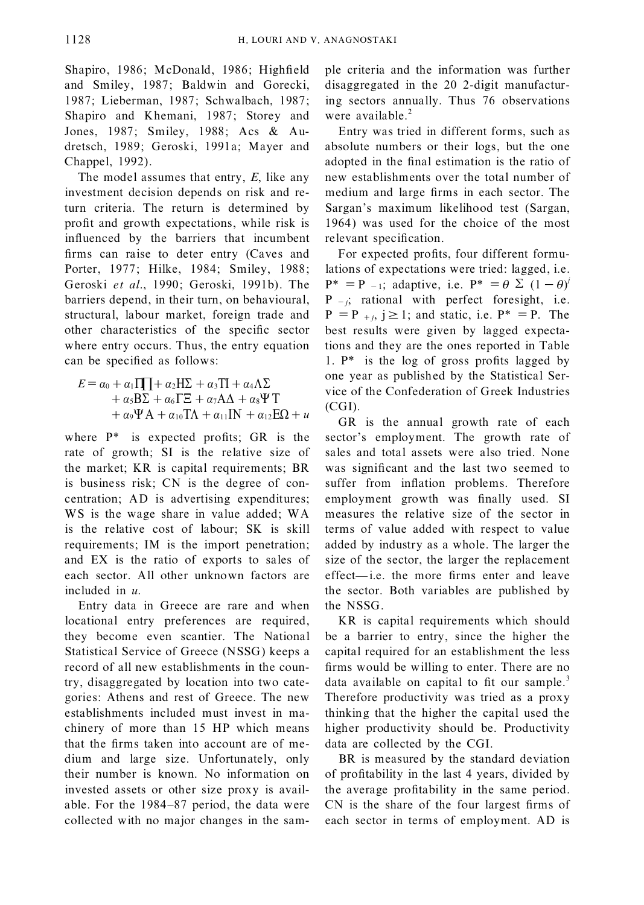Shapiro, 1986; McDonald, 1986; Highfield and Smiley, 1987; Baldwin and Gorecki, 1987; Lieberman, 1987; Schwalbach, 1987; Shapiro and Khemani, 1987; Storey and Jones, 1987; Smiley, 1988; Acs & Audretsch, 1989; Geroski, 1991a; Mayer and Chappel, 1992).

The model assumes that entry, *E*, like any investment decision depends on risk and return criteria. The return is determined by profit and growth expectations, while risk is influenced by the barriers that incumbent firms can raise to deter entry (Caves and Porter, 1977; Hilke, 1984; Smiley, 1988; Geroski *et al*., 1990; Geroski, 1991b). The barriers depend, in their turn, on behavioural, structural, labour market, foreign trade and other characteristics of the specific sector where entry occurs. Thus, the entry equation can be specified as follows:

$$E = \alpha_0 + \alpha_1 \Pi\prod + \alpha_2 \mathrm{H}\Sigma + \alpha_3 \mathrm{TI} + \alpha_4 \Lambda\Sigma + \alpha_5 \mathrm{B}\Sigma + \alpha_6 \Gamma\Xi + \alpha_7 \mathrm{A}\Delta + \alpha_8 \Psi\mathrm{T} + \alpha_9 \Psi\mathrm{A} + \alpha_{10} \mathrm{T}\Lambda + \alpha_{11} \mathrm{IN} + \alpha_{12} \mathrm{E}\Omega + u$$

where P* is expected profits; GR is the rate of growth; SI is the relative size of the market; KR is capital requirements; BR is business risk; CN is the degree of concentration; AD is advertising expenditures; WS is the wage share in value added; WA is the relative cost of labour; SK is skill requirements; IM is the import penetration; and EX is the ratio of exports to sales of each sector. All other unknown factors are included in *u*.

Entry data in Greece are rare and when locational entry preferences are required, they become even scantier. The National Statistical Service of Greece (NSSG) keeps a record of all new establishments in the country, disaggregated by location into two categories: Athens and rest of Greece. The new establishments included must invest in machinery of more than 15 HP which means that the firms taken into account are of medium and large size. Unfortunately, only their number is known. No information on invested assets or other size proxy is available. For the 1984–87 period, the data were collected with no major changes in the sample criteria and the information was further disaggregated in the 20 2-digit manufacturing sectors annually. Thus 76 observations were available.[2]

Entry was tried in different forms, such as absolute numbers or their logs, but the one adopted in the final estimation is the ratio of new establishments over the total number of medium and large firms in each sector. The Sargan's maximum likelihood test (Sargan, 1964) was used for the choice of the most relevant specification.

For expected profits, four different formulations of expectations were tried: lagged, i.e. $P^* = P_{-1}$; adaptive, i.e. $P^* = \theta \sum (1-\theta)^j P_{-j}$; rational with perfect foresight, i.e. $P = P_{+j}$, $j \geq 1$; and static, i.e. $P^* = P$. The best results were given by lagged expectations and they are the ones reported in Table 1. P* is the log of gross profits lagged by one year as published by the Statistical Service of the Confederation of Greek Industries (CGI).

GR is the annual growth rate of each sector's employment. The growth rate of sales and total assets were also tried. None was significant and the last two seemed to suffer from inflation problems. Therefore employment growth was finally used. SI measures the relative size of the sector in terms of value added with respect to value added by industry as a whole. The larger the size of the sector, the larger the replacement effect—i.e. the more firms enter and leave the sector. Both variables are published by the NSSG.

KR is capital requirements which should be a barrier to entry, since the higher the capital required for an establishment the less firms would be willing to enter. There are no data available on capital to fit our sample.[3] Therefore productivity was tried as a proxy thinking that the higher the capital used the higher productivity should be. Productivity data are collected by the CGI.

BR is measured by the standard deviation of profitability in the last 4 years, divided by the average profitability in the same period. CN is the share of the four largest firms of each sector in terms of employment. AD is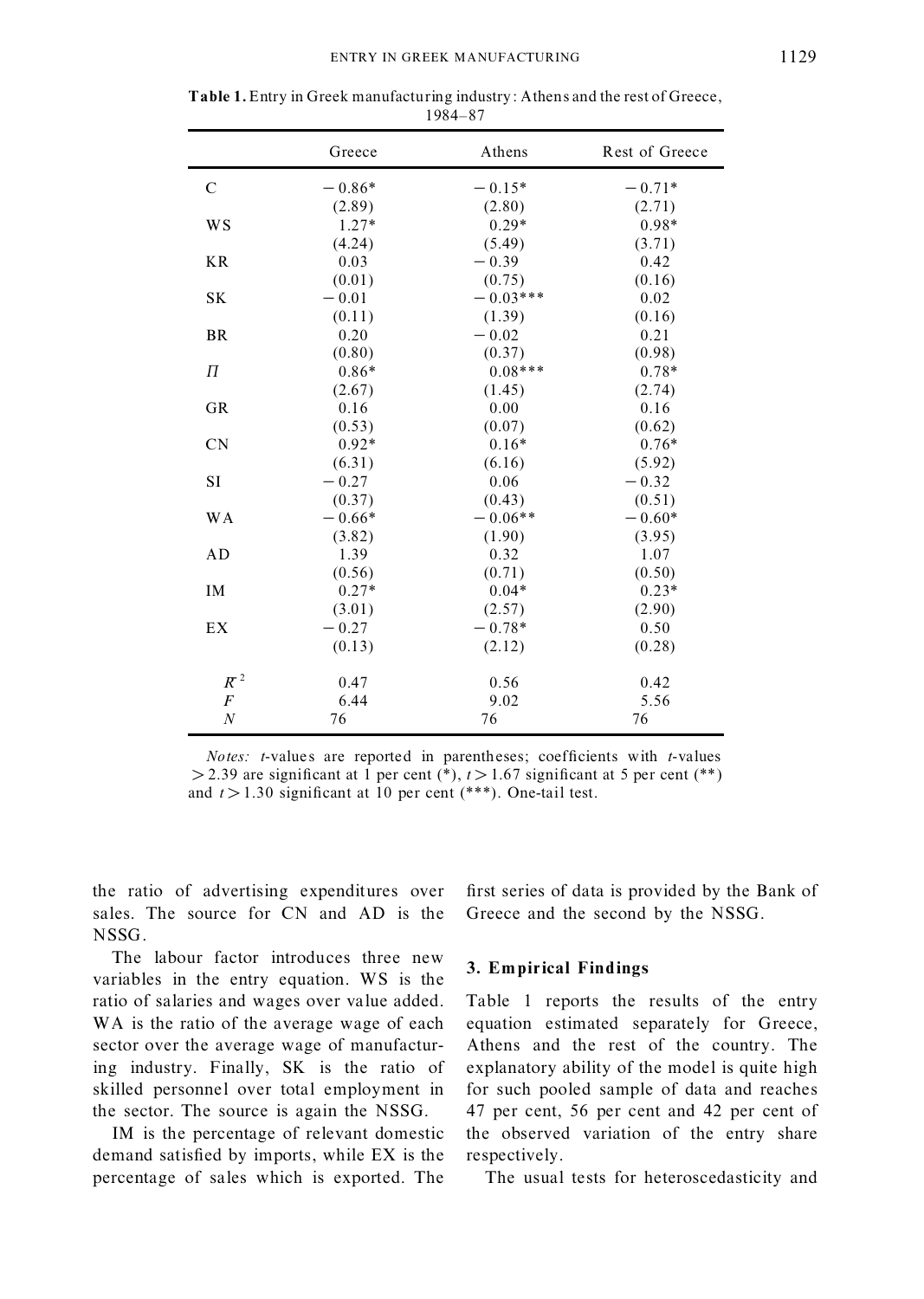**Table 1.** Entry in Greek manufacturing industry: Athens and the rest of Greece, 1984–87

| | Greece | Athens | Rest of Greece |
|---|---|---|---|
| C | −0.86* | −0.15* | −0.71* |
| | (2.89) | (2.80) | (2.71) |
| WS | 1.27* | 0.29* | 0.98* |
| | (4.24) | (5.49) | (3.71) |
| KR | 0.03 | −0.39 | 0.42 |
| | (0.01) | (0.75) | (0.16) |
| SK | −0.01 | −0.03*** | 0.02 |
| | (0.11) | (1.39) | (0.16) |
| BR | 0.20 | −0.02 | 0.21 |
| | (0.80) | (0.37) | (0.98) |
| $\Pi$ | 0.86* | 0.08*** | 0.78* |
| | (2.67) | (1.45) | (2.74) |
| GR | 0.16 | 0.00 | 0.16 |
| | (0.53) | (0.07) | (0.62) |
| CN | 0.92* | 0.16* | 0.76* |
| | (6.31) | (6.16) | (5.92) |
| SI | −0.27 | 0.06 | −0.32 |
| | (0.37) | (0.43) | (0.51) |
| WA | −0.66* | −0.06** | −0.60* |
| | (3.82) | (1.90) | (3.95) |
| AD | 1.39 | 0.32 | 1.07 |
| | (0.56) | (0.71) | (0.50) |
| IM | 0.27* | 0.04* | 0.23* |
| | (3.01) | (2.57) | (2.90) |
| EX | −0.27 | −0.78* | 0.50 |
| | (0.13) | (2.12) | (0.28) |
| $\bar{R}^2$ | 0.47 | 0.56 | 0.42 |
| $F$ | 6.44 | 9.02 | 5.56 |
| $N$ | 76 | 76 | 76 |

*Notes:* $t$-values are reported in parentheses; coefficients with $t$-values $> 2.39$ are significant at 1 per cent (*), $t > 1.67$ significant at 5 per cent (**) and $t > 1.30$ significant at 10 per cent (***). One-tail test.

the ratio of advertising expenditures over sales. The source for CN and AD is the NSSG.

The labour factor introduces three new variables in the entry equation. WS is the ratio of salaries and wages over value added. WA is the ratio of the average wage of each sector over the average wage of manufacturing industry. Finally, SK is the ratio of skilled personnel over total employment in the sector. The source is again the NSSG.

IM is the percentage of relevant domestic demand satisfied by imports, while EX is the percentage of sales which is exported. The first series of data is provided by the Bank of Greece and the second by the NSSG.

## 3. Empirical Findings

Table 1 reports the results of the entry equation estimated separately for Greece, Athens and the rest of the country. The explanatory ability of the model is quite high for such pooled sample of data and reaches 47 per cent, 56 per cent and 42 per cent of the observed variation of the entry share respectively.

The usual tests for heteroscedasticity and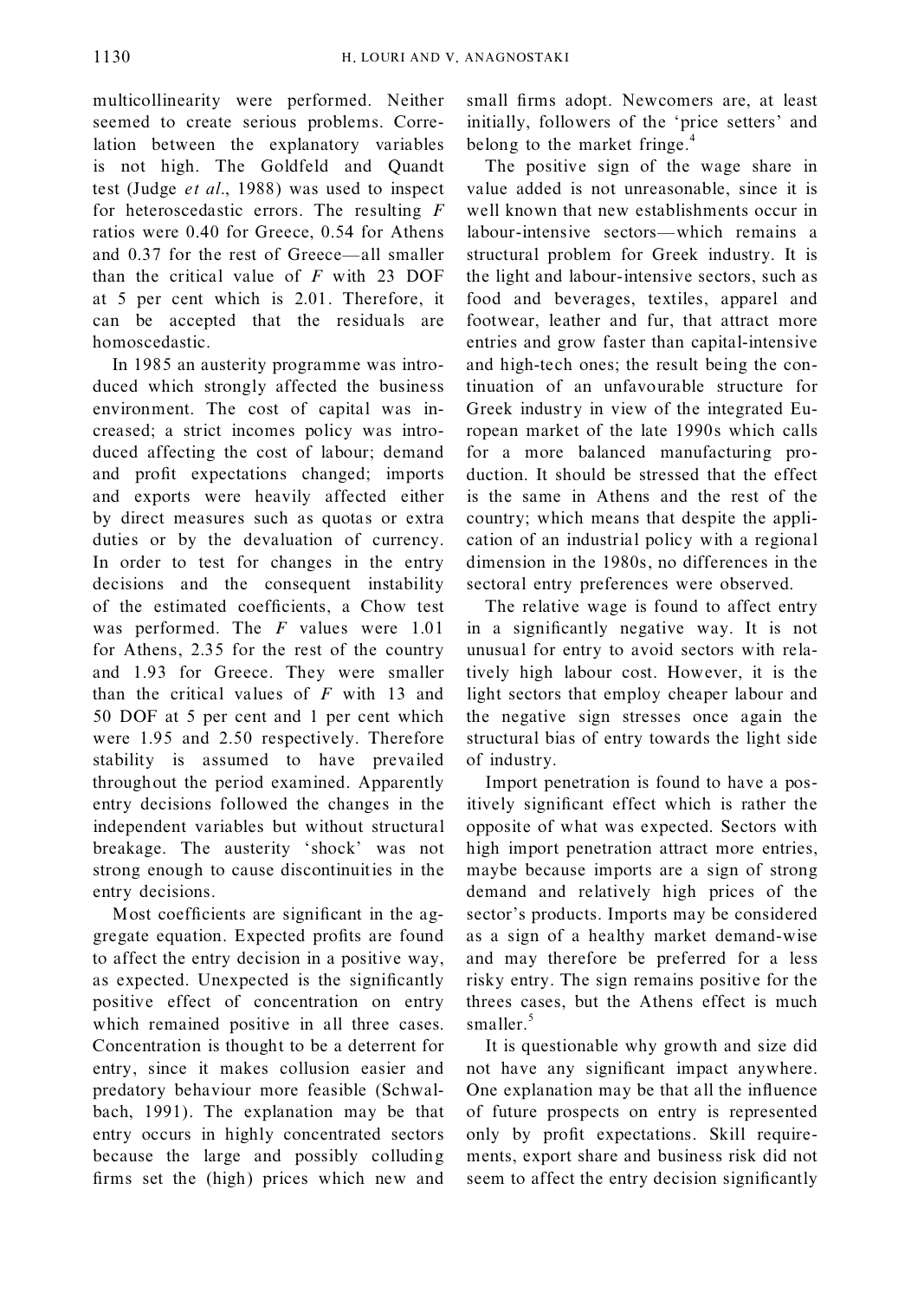multicollinearity were performed. Neither seemed to create serious problems. Correlation between the explanatory variables is not high. The Goldfeld and Quandt test (Judge *et al.*, 1988) was used to inspect for heteroscedastic errors. The resulting $F$ ratios were 0.40 for Greece, 0.54 for Athens and 0.37 for the rest of Greece—all smaller than the critical value of $F$ with 23 DOF at 5 per cent which is 2.01. Therefore, it can be accepted that the residuals are homoscedastic.

In 1985 an austerity programme was introduced which strongly affected the business environment. The cost of capital was increased; a strict incomes policy was introduced affecting the cost of labour; demand and profit expectations changed; imports and exports were heavily affected either by direct measures such as quotas or extra duties or by the devaluation of currency. In order to test for changes in the entry decisions and the consequent instability of the estimated coefficients, a Chow test was performed. The $F$ values were 1.01 for Athens, 2.35 for the rest of the country and 1.93 for Greece. They were smaller than the critical values of $F$ with 13 and 50 DOF at 5 per cent and 1 per cent which were 1.95 and 2.50 respectively. Therefore stability is assumed to have prevailed throughout the period examined. Apparently entry decisions followed the changes in the independent variables but without structural breakage. The austerity 'shock' was not strong enough to cause discontinuities in the entry decisions.

Most coefficients are significant in the aggregate equation. Expected profits are found to affect the entry decision in a positive way, as expected. Unexpected is the significantly positive effect of concentration on entry which remained positive in all three cases. Concentration is thought to be a deterrent for entry, since it makes collusion easier and predatory behaviour more feasible (Schwalbach, 1991). The explanation may be that entry occurs in highly concentrated sectors because the large and possibly colluding firms set the (high) prices which new and small firms adopt. Newcomers are, at least initially, followers of the 'price setters' and belong to the market fringe.[4]

The positive sign of the wage share in value added is not unreasonable, since it is well known that new establishments occur in labour-intensive sectors—which remains a structural problem for Greek industry. It is the light and labour-intensive sectors, such as food and beverages, textiles, apparel and footwear, leather and fur, that attract more entries and grow faster than capital-intensive and high-tech ones; the result being the continuation of an unfavourable structure for Greek industry in view of the integrated European market of the late 1990s which calls for a more balanced manufacturing production. It should be stressed that the effect is the same in Athens and the rest of the country; which means that despite the application of an industrial policy with a regional dimension in the 1980s, no differences in the sectoral entry preferences were observed.

The relative wage is found to affect entry in a significantly negative way. It is not unusual for entry to avoid sectors with relatively high labour cost. However, it is the light sectors that employ cheaper labour and the negative sign stresses once again the structural bias of entry towards the light side of industry.

Import penetration is found to have a positively significant effect which is rather the opposite of what was expected. Sectors with high import penetration attract more entries, maybe because imports are a sign of strong demand and relatively high prices of the sector's products. Imports may be considered as a sign of a healthy market demand-wise and may therefore be preferred for a less risky entry. The sign remains positive for the threes cases, but the Athens effect is much smaller.[5]

It is questionable why growth and size did not have any significant impact anywhere. One explanation may be that all the influence of future prospects on entry is represented only by profit expectations. Skill requirements, export share and business risk did not seem to affect the entry decision significantly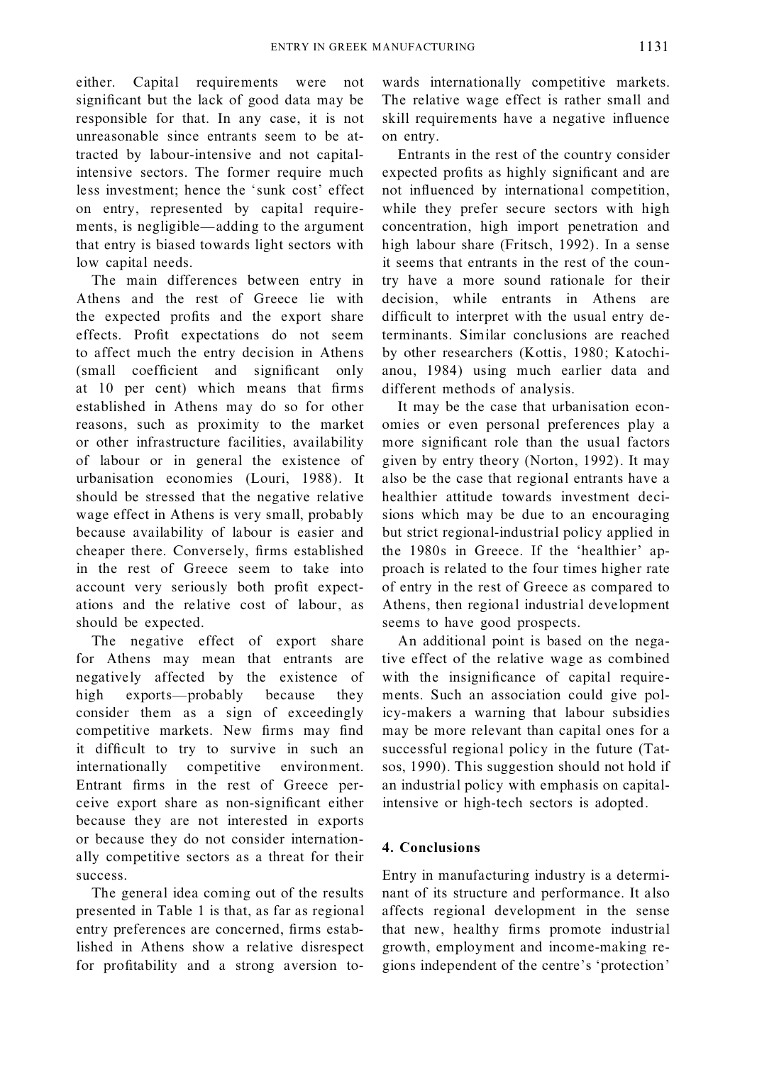either. Capital requirements were not significant but the lack of good data may be responsible for that. In any case, it is not unreasonable since entrants seem to be attracted by labour-intensive and not capital-intensive sectors. The former require much less investment; hence the 'sunk cost' effect on entry, represented by capital requirements, is negligible—adding to the argument that entry is biased towards light sectors with low capital needs.

The main differences between entry in Athens and the rest of Greece lie with the expected profits and the export share effects. Profit expectations do not seem to affect much the entry decision in Athens (small coefficient and significant only at 10 per cent) which means that firms established in Athens may do so for other reasons, such as proximity to the market or other infrastructure facilities, availability of labour or in general the existence of urbanisation economies (Louri, 1988). It should be stressed that the negative relative wage effect in Athens is very small, probably because availability of labour is easier and cheaper there. Conversely, firms established in the rest of Greece seem to take into account very seriously both profit expectations and the relative cost of labour, as should be expected.

The negative effect of export share for Athens may mean that entrants are negatively affected by the existence of high exports—probably because they consider them as a sign of exceedingly competitive markets. New firms may find it difficult to try to survive in such an internationally competitive environment. Entrant firms in the rest of Greece perceive export share as non-significant either because they are not interested in exports or because they do not consider internationally competitive sectors as a threat for their success.

The general idea coming out of the results presented in Table 1 is that, as far as regional entry preferences are concerned, firms established in Athens show a relative disrespect for profitability and a strong aversion towards internationally competitive markets. The relative wage effect is rather small and skill requirements have a negative influence on entry.

Entrants in the rest of the country consider expected profits as highly significant and are not influenced by international competition, while they prefer secure sectors with high concentration, high import penetration and high labour share (Fritsch, 1992). In a sense it seems that entrants in the rest of the country have a more sound rationale for their decision, while entrants in Athens are difficult to interpret with the usual entry determinants. Similar conclusions are reached by other researchers (Kottis, 1980; Katochianou, 1984) using much earlier data and different methods of analysis.

It may be the case that urbanisation economies or even personal preferences play a more significant role than the usual factors given by entry theory (Norton, 1992). It may also be the case that regional entrants have a healthier attitude towards investment decisions which may be due to an encouraging but strict regional-industrial policy applied in the 1980s in Greece. If the 'healthier' approach is related to the four times higher rate of entry in the rest of Greece as compared to Athens, then regional industrial development seems to have good prospects.

An additional point is based on the negative effect of the relative wage as combined with the insignificance of capital requirements. Such an association could give policy-makers a warning that labour subsidies may be more relevant than capital ones for a successful regional policy in the future (Tatsos, 1990). This suggestion should not hold if an industrial policy with emphasis on capital-intensive or high-tech sectors is adopted.

## 4. Conclusions

Entry in manufacturing industry is a determinant of its structure and performance. It also affects regional development in the sense that new, healthy firms promote industrial growth, employment and income-making regions independent of the centre's 'protection'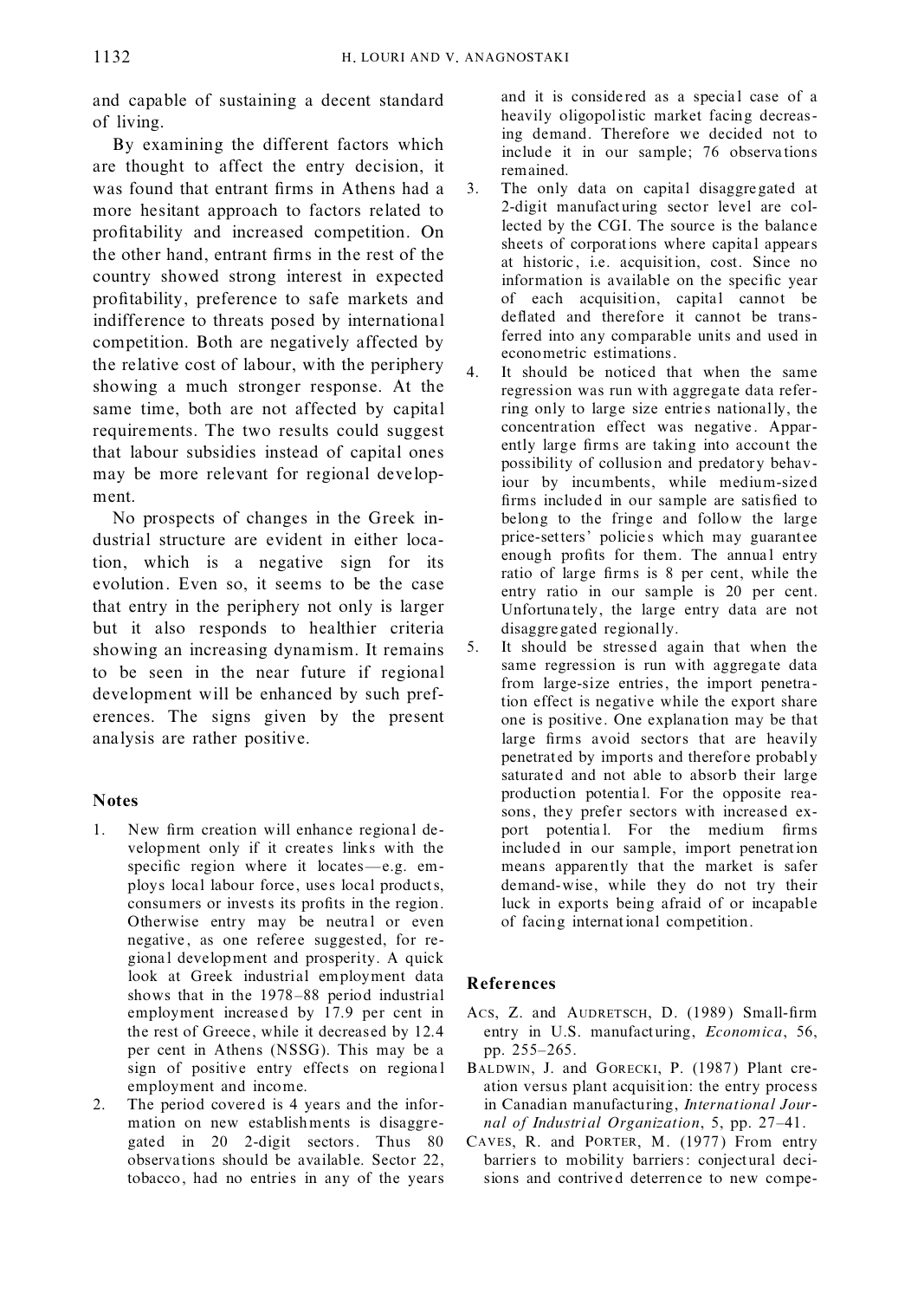and capable of sustaining a decent standard of living.

By examining the different factors which are thought to affect the entry decision, it was found that entrant firms in Athens had a more hesitant approach to factors related to profitability and increased competition. On the other hand, entrant firms in the rest of the country showed strong interest in expected profitability, preference to safe markets and indifference to threats posed by international competition. Both are negatively affected by the relative cost of labour, with the periphery showing a much stronger response. At the same time, both are not affected by capital requirements. The two results could suggest that labour subsidies instead of capital ones may be more relevant for regional development.

No prospects of changes in the Greek industrial structure are evident in either location, which is a negative sign for its evolution. Even so, it seems to be the case that entry in the periphery not only is larger but it also responds to healthier criteria showing an increasing dynamism. It remains to be seen in the near future if regional development will be enhanced by such preferences. The signs given by the present analysis are rather positive.

## Notes

1. New firm creation will enhance regional development only if it creates links with the specific region where it locates—e.g. employs local labour force, uses local products, consumers or invests its profits in the region. Otherwise entry may be neutral or even negative, as one referee suggested, for regional development and prosperity. A quick look at Greek industrial employment data shows that in the 1978–88 period industrial employment increased by 17.9 per cent in the rest of Greece, while it decreased by 12.4 per cent in Athens (NSSG). This may be a sign of positive entry effects on regional employment and income.
2. The period covered is 4 years and the information on new establishments is disaggregated in 20 2-digit sectors. Thus 80 observations should be available. Sector 22, tobacco, had no entries in any of the years and it is considered as a special case of a heavily oligopolistic market facing decreasing demand. Therefore we decided not to include it in our sample; 76 observations remained.
3. The only data on capital disaggregated at 2-digit manufacturing sector level are collected by the CGI. The source is the balance sheets of corporations where capital appears at historic, i.e. acquisition, cost. Since no information is available on the specific year of each acquisition, capital cannot be deflated and therefore it cannot be transferred into any comparable units and used in econometric estimations.
4. It should be noticed that when the same regression was run with aggregate data referring only to large size entries nationally, the concentration effect was negative. Apparently large firms are taking into account the possibility of collusion and predatory behaviour by incumbents, while medium-sized firms included in our sample are satisfied to belong to the fringe and follow the large price-setters' policies which may guarantee enough profits for them. The annual entry ratio of large firms is 8 per cent, while the entry ratio in our sample is 20 per cent. Unfortunately, the large entry data are not disaggregated regionally.
5. It should be stressed again that when the same regression is run with aggregate data from large-size entries, the import penetration effect is negative while the export share one is positive. One explanation may be that large firms avoid sectors that are heavily penetrated by imports and therefore probably saturated and not able to absorb their large production potential. For the opposite reasons, they prefer sectors with increased export potential. For the medium firms included in our sample, import penetration means apparently that the market is safer demand-wise, while they do not try their luck in exports being afraid of or incapable of facing international competition.

## References

ACS, Z. and AUDRETSCH, D. (1989) Small-firm entry in U.S. manufacturing, *Economica*, 56, pp. 255–265.

BALDWIN, J. and GORECKI, P. (1987) Plant creation versus plant acquisition: the entry process in Canadian manufacturing, *International Journal of Industrial Organization*, 5, pp. 27–41.

CAVES, R. and PORTER, M. (1977) From entry barriers to mobility barriers: conjectural decisions and contrived deterrence to new compe-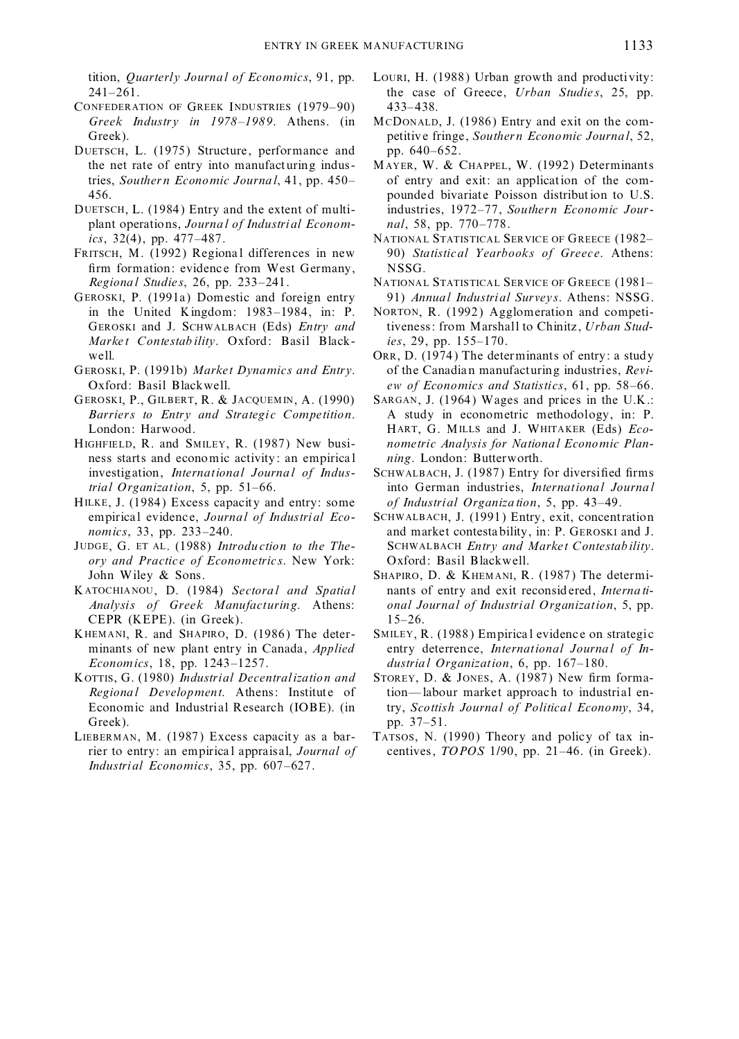tition, *Quarterly Journal of Economics*, 91, pp. 241–261.

CONFEDERATION OF GREEK INDUSTRIES (1979–90) *Greek Industry in 1978–1989*. Athens. (in Greek).

DUETSCH, L. (1975) Structure, performance and the net rate of entry into manufacturing industries, *Southern Economic Journal*, 41, pp. 450–456.

DUETSCH, L. (1984) Entry and the extent of multiplant operations, *Journal of Industrial Economics*, 32(4), pp. 477–487.

FRITSCH, M. (1992) Regional differences in new firm formation: evidence from West Germany, *Regional Studies*, 26, pp. 233–241.

GEROSKI, P. (1991a) Domestic and foreign entry in the United Kingdom: 1983–1984, in: P. GEROSKI and J. SCHWALBACH (Eds) *Entry and Market Contestability*. Oxford: Basil Blackwell.

GEROSKI, P. (1991b) *Market Dynamics and Entry*. Oxford: Basil Blackwell.

GEROSKI, P., GILBERT, R. & JACQUEMIN, A. (1990) *Barriers to Entry and Strategic Competition*. London: Harwood.

HIGHFIELD, R. and SMILEY, R. (1987) New business starts and economic activity: an empirical investigation, *International Journal of Industrial Organization*, 5, pp. 51–66.

HILKE, J. (1984) Excess capacity and entry: some empirical evidence, *Journal of Industrial Economics*, 33, pp. 233–240.

JUDGE, G. ET AL. (1988) *Introduction to the Theory and Practice of Econometrics*. New York: John Wiley & Sons.

KATOCHIANOU, D. (1984) *Sectoral and Spatial Analysis of Greek Manufacturing*. Athens: CEPR (KEPE). (in Greek).

KHEMANI, R. and SHAPIRO, D. (1986) The determinants of new plant entry in Canada, *Applied Economics*, 18, pp. 1243–1257.

KOTTIS, G. (1980) *Industrial Decentralization and Regional Development*. Athens: Institute of Economic and Industrial Research (IOBE). (in Greek).

LIEBERMAN, M. (1987) Excess capacity as a barrier to entry: an empirical appraisal, *Journal of Industrial Economics*, 35, pp. 607–627.

LOURI, H. (1988) Urban growth and productivity: the case of Greece, *Urban Studies*, 25, pp. 433–438.

MCDONALD, J. (1986) Entry and exit on the competitive fringe, *Southern Economic Journal*, 52, pp. 640–652.

MAYER, W. & CHAPPEL, W. (1992) Determinants of entry and exit: an application of the compounded bivariate Poisson distribution to U.S. industries, 1972–77, *Southern Economic Journal*, 58, pp. 770–778.

NATIONAL STATISTICAL SERVICE OF GREECE (1982–90) *Statistical Yearbooks of Greece*. Athens: NSSG.

NATIONAL STATISTICAL SERVICE OF GREECE (1981–91) *Annual Industrial Surveys*. Athens: NSSG.

NORTON, R. (1992) Agglomeration and competitiveness: from Marshall to Chinitz, *Urban Studies*, 29, pp. 155–170.

ORR, D. (1974) The determinants of entry: a study of the Canadian manufacturing industries, *Review of Economics and Statistics*, 61, pp. 58–66.

SARGAN, J. (1964) Wages and prices in the U.K.: A study in econometric methodology, in: P. HART, G. MILLS and J. WHITAKER (Eds) *Econometric Analysis for National Economic Planning*. London: Butterworth.

SCHWALBACH, J. (1987) Entry for diversified firms into German industries, *International Journal of Industrial Organization*, 5, pp. 43–49.

SCHWALBACH, J. (1991) Entry, exit, concentration and market contestability, in: P. GEROSKI and J. SCHWALBACH *Entry and Market Contestability*. Oxford: Basil Blackwell.

SHAPIRO, D. & KHEMANI, R. (1987) The determinants of entry and exit reconsidered, *International Journal of Industrial Organization*, 5, pp. 15–26.

SMILEY, R. (1988) Empirical evidence on strategic entry deterrence, *International Journal of Industrial Organization*, 6, pp. 167–180.

STOREY, D. & JONES, A. (1987) New firm formation—labour market approach to industrial entry, *Scottish Journal of Political Economy*, 34, pp. 37–51.

TATSOS, N. (1990) Theory and policy of tax incentives, *TOPOS* 1/90, pp. 21–46. (in Greek).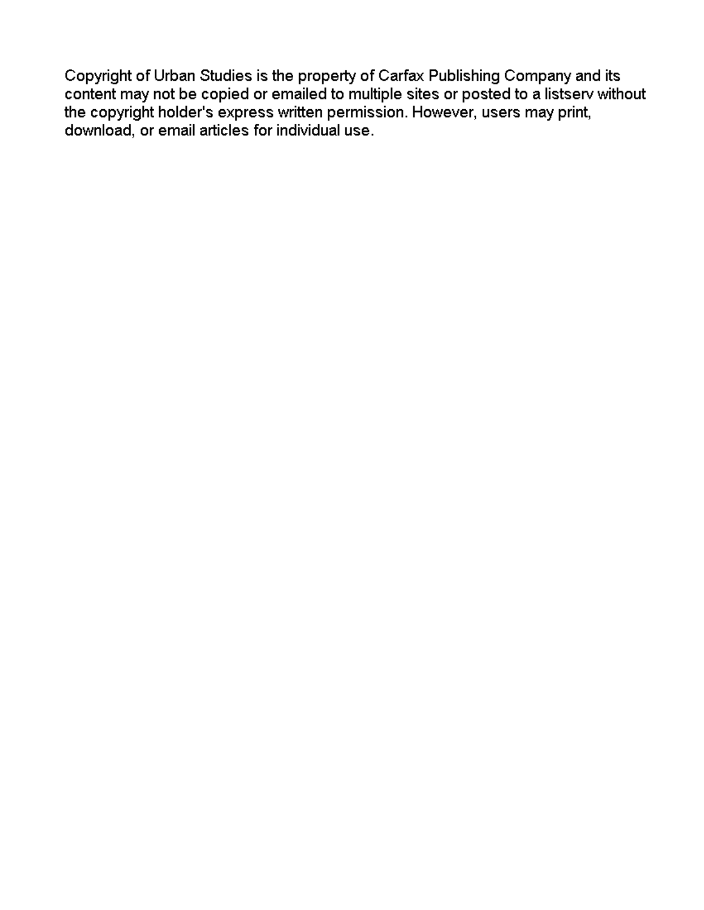Copyright of Urban Studies is the property of Carfax Publishing Company and its content may not be copied or emailed to multiple sites or posted to a listserv without the copyright holder's express written permission. However, users may print, download, or email articles for individual use.